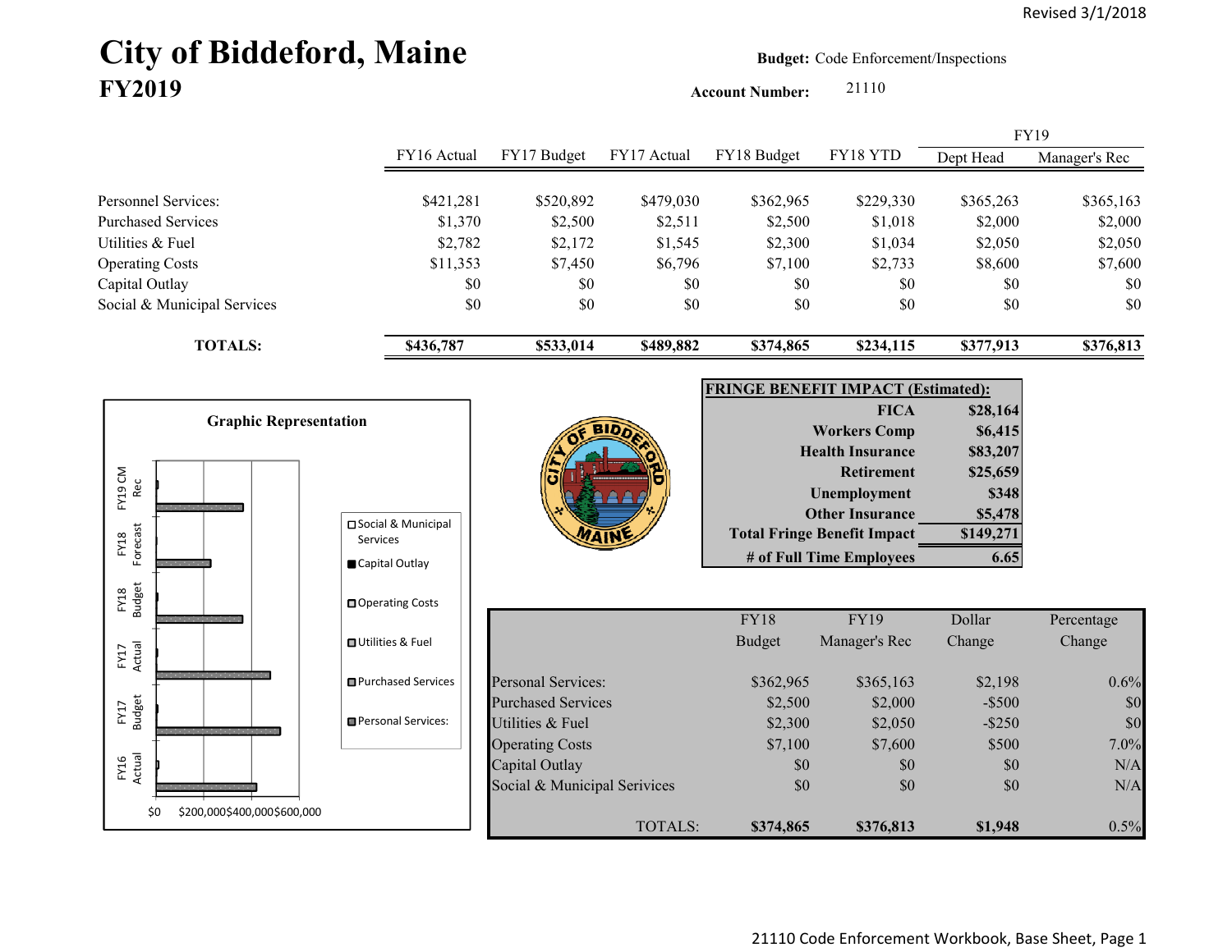# City of Biddeford, Maine
## FY2019

**Budget:** Code Enforcement/Inspections

**Account Number:** 21110

| | FY16 Actual | FY17 Budget | FY17 Actual | FY18 Budget | FY18 YTD | FY19 Dept Head | FY19 Manager's Rec |
|---|---|---|---|---|---|---|---|
| Personnel Services: | $421,281 | $520,892 | $479,030 | $362,965 | $229,330 | $365,263 | $365,163 |
| Purchased Services | $1,370 | $2,500 | $2,511 | $2,500 | $1,018 | $2,000 | $2,000 |
| Utilities & Fuel | $2,782 | $2,172 | $1,545 | $2,300 | $1,034 | $2,050 | $2,050 |
| Operating Costs | $11,353 | $7,450 | $6,796 | $7,100 | $2,733 | $8,600 | $7,600 |
| Capital Outlay | $0 | $0 | $0 | $0 | $0 | $0 | $0 |
| Social & Municipal Services | $0 | $0 | $0 | $0 | $0 | $0 | $0 |
| **TOTALS:** | **$436,787** | **$533,014** | **$489,882** | **$374,865** | **$234,115** | **$377,913** | **$376,813** |

**Graphic Representation**

| FRINGE BENEFIT IMPACT (Estimated): | |
|---|---|
| FICA | $28,164 |
| Workers Comp | $6,415 |
| Health Insurance | $83,207 |
| Retirement | $25,659 |
| Unemployment | $348 |
| Other Insurance | $5,478 |
| Total Fringe Benefit Impact | $149,271 |
| # of Full Time Employees | 6.65 |

| | FY18 Budget | FY19 Manager's Rec | Dollar Change | Percentage Change |
|---|---|---|---|---|
| Personal Services: | $362,965 | $365,163 | $2,198 | 0.6% |
| Purchased Services | $2,500 | $2,000 | -$500 | $0 |
| Utilities & Fuel | $2,300 | $2,050 | -$250 | $0 |
| Operating Costs | $7,100 | $7,600 | $500 | 7.0% |
| Capital Outlay | $0 | $0 | $0 | N/A |
| Social & Municipal Serivices | $0 | $0 | $0 | N/A |
| TOTALS: | **$374,865** | **$376,813** | **$1,948** | 0.5% |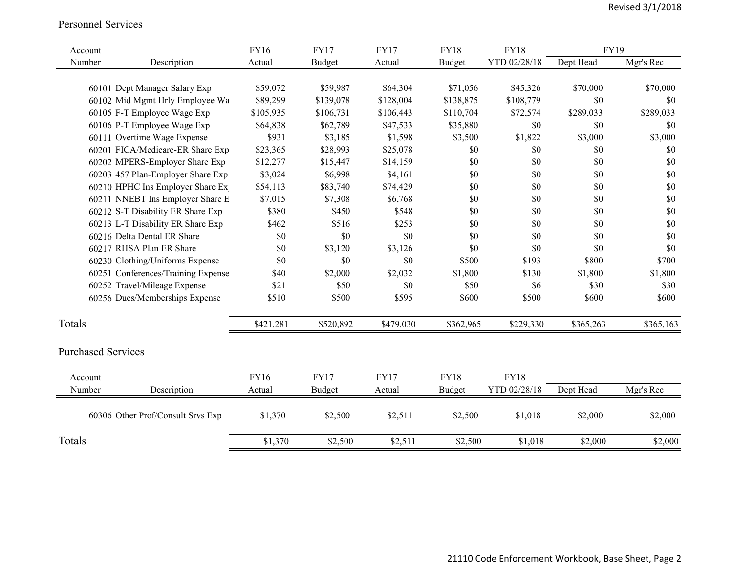Revised 3/1/2018

## Personnel Services

| Account Number | Description | FY16 Actual | FY17 Budget | FY17 Actual | FY18 Budget | FY18 YTD 02/28/18 | FY19 Dept Head | FY19 Mgr's Rec |
|---|---|---|---|---|---|---|---|---|
| 60101 | Dept Manager Salary Exp | $59,072 | $59,987 | $64,304 | $71,056 | $45,326 | $70,000 | $70,000 |
| 60102 | Mid Mgmt Hrly Employee Wa | $89,299 | $139,078 | $128,004 | $138,875 | $108,779 | $0 | $0 |
| 60105 | F-T Employee Wage Exp | $105,935 | $106,731 | $106,443 | $110,704 | $72,574 | $289,033 | $289,033 |
| 60106 | P-T Employee Wage Exp | $64,838 | $62,789 | $47,533 | $35,880 | $0 | $0 | $0 |
| 60111 | Overtime Wage Expense | $931 | $3,185 | $1,598 | $3,500 | $1,822 | $3,000 | $3,000 |
| 60201 | FICA/Medicare-ER Share Exp | $23,365 | $28,993 | $25,078 | $0 | $0 | $0 | $0 |
| 60202 | MPERS-Employer Share Exp | $12,277 | $15,447 | $14,159 | $0 | $0 | $0 | $0 |
| 60203 | 457 Plan-Employer Share Exp | $3,024 | $6,998 | $4,161 | $0 | $0 | $0 | $0 |
| 60210 | HPHC Ins Employer Share Ex | $54,113 | $83,740 | $74,429 | $0 | $0 | $0 | $0 |
| 60211 | NNEBT Ins Employer Share E | $7,015 | $7,308 | $6,768 | $0 | $0 | $0 | $0 |
| 60212 | S-T Disability ER Share Exp | $380 | $450 | $548 | $0 | $0 | $0 | $0 |
| 60213 | L-T Disability ER Share Exp | $462 | $516 | $253 | $0 | $0 | $0 | $0 |
| 60216 | Delta Dental ER Share | $0 | $0 | $0 | $0 | $0 | $0 | $0 |
| 60217 | RHSA Plan ER Share | $0 | $3,120 | $3,126 | $0 | $0 | $0 | $0 |
| 60230 | Clothing/Uniforms Expense | $0 | $0 | $0 | $500 | $193 | $800 | $700 |
| 60251 | Conferences/Training Expense | $40 | $2,000 | $2,032 | $1,800 | $130 | $1,800 | $1,800 |
| 60252 | Travel/Mileage Expense | $21 | $50 | $0 | $50 | $6 | $30 | $30 |
| 60256 | Dues/Memberships Expense | $510 | $500 | $595 | $600 | $500 | $600 | $600 |
| **Totals** | | $421,281 | $520,892 | $479,030 | $362,965 | $229,330 | $365,263 | $365,163 |

## Purchased Services

| Account Number | Description | FY16 Actual | FY17 Budget | FY17 Actual | FY18 Budget | FY18 YTD 02/28/18 | Dept Head | Mgr's Rec |
|---|---|---|---|---|---|---|---|---|
| 60306 | Other Prof/Consult Srvs Exp | $1,370 | $2,500 | $2,511 | $2,500 | $1,018 | $2,000 | $2,000 |
| **Totals** | | $1,370 | $2,500 | $2,511 | $2,500 | $1,018 | $2,000 | $2,000 |

21110 Code Enforcement Workbook, Base Sheet, Page 2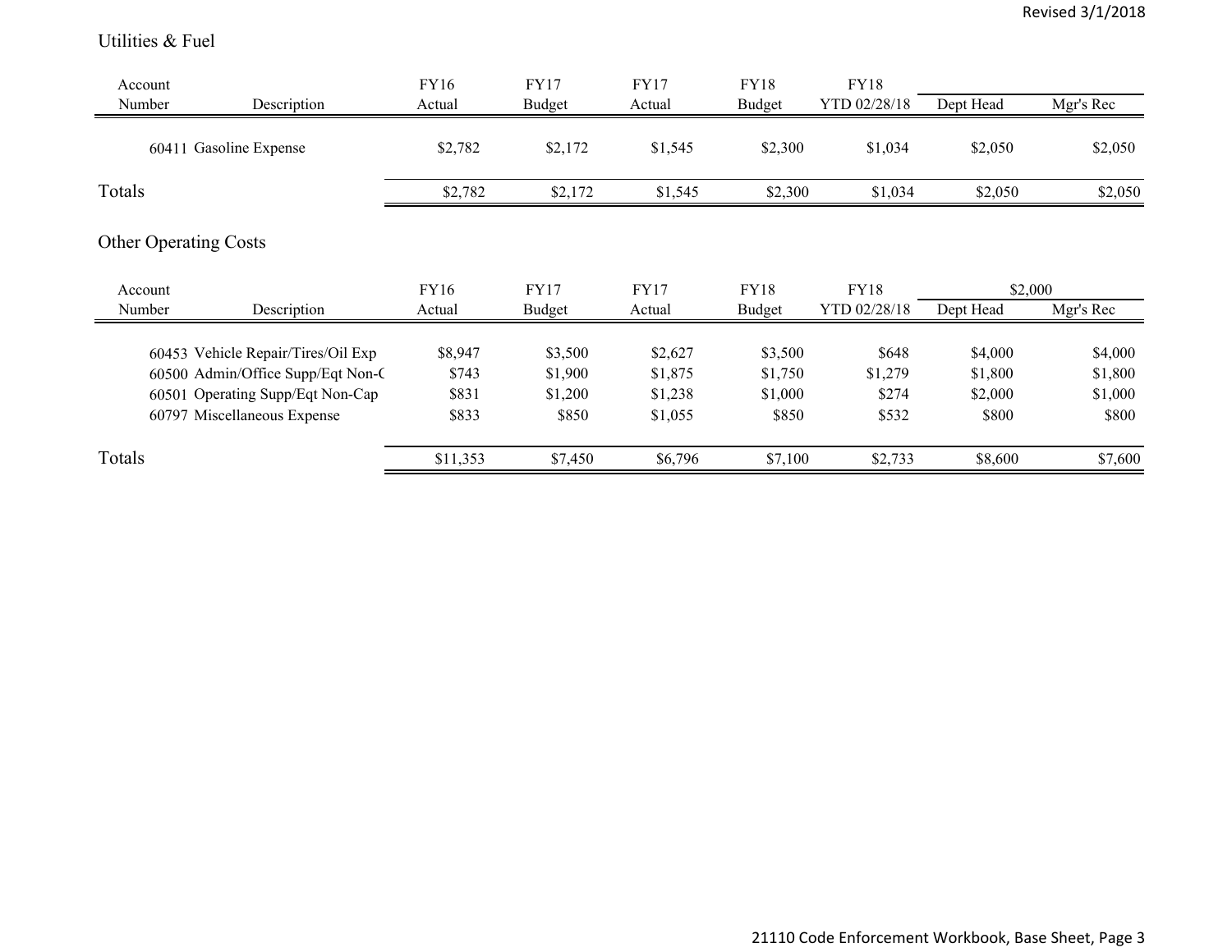## Utilities & Fuel

| Account Number | Description | FY16 Actual | FY17 Budget | FY17 Actual | FY18 Budget | FY18 YTD 02/28/18 | Dept Head | Mgr's Rec |
|---|---|---|---|---|---|---|---|---|
| 60411 | Gasoline Expense | $2,782 | $2,172 | $1,545 | $2,300 | $1,034 | $2,050 | $2,050 |
| Totals | | $2,782 | $2,172 | $1,545 | $2,300 | $1,034 | $2,050 | $2,050 |

## Other Operating Costs

| Account Number | Description | FY16 Actual | FY17 Budget | FY17 Actual | FY18 Budget | FY18 YTD 02/28/18 | $2,000 | |
|---|---|---|---|---|---|---|---|---|
| | | | | | | | Dept Head | Mgr's Rec |
| 60453 | Vehicle Repair/Tires/Oil Exp | $8,947 | $3,500 | $2,627 | $3,500 | $648 | $4,000 | $4,000 |
| 60500 | Admin/Office Supp/Eqt Non-C | $743 | $1,900 | $1,875 | $1,750 | $1,279 | $1,800 | $1,800 |
| 60501 | Operating Supp/Eqt Non-Cap | $831 | $1,200 | $1,238 | $1,000 | $274 | $2,000 | $1,000 |
| 60797 | Miscellaneous Expense | $833 | $850 | $1,055 | $850 | $532 | $800 | $800 |
| Totals | | $11,353 | $7,450 | $6,796 | $7,100 | $2,733 | $8,600 | $7,600 |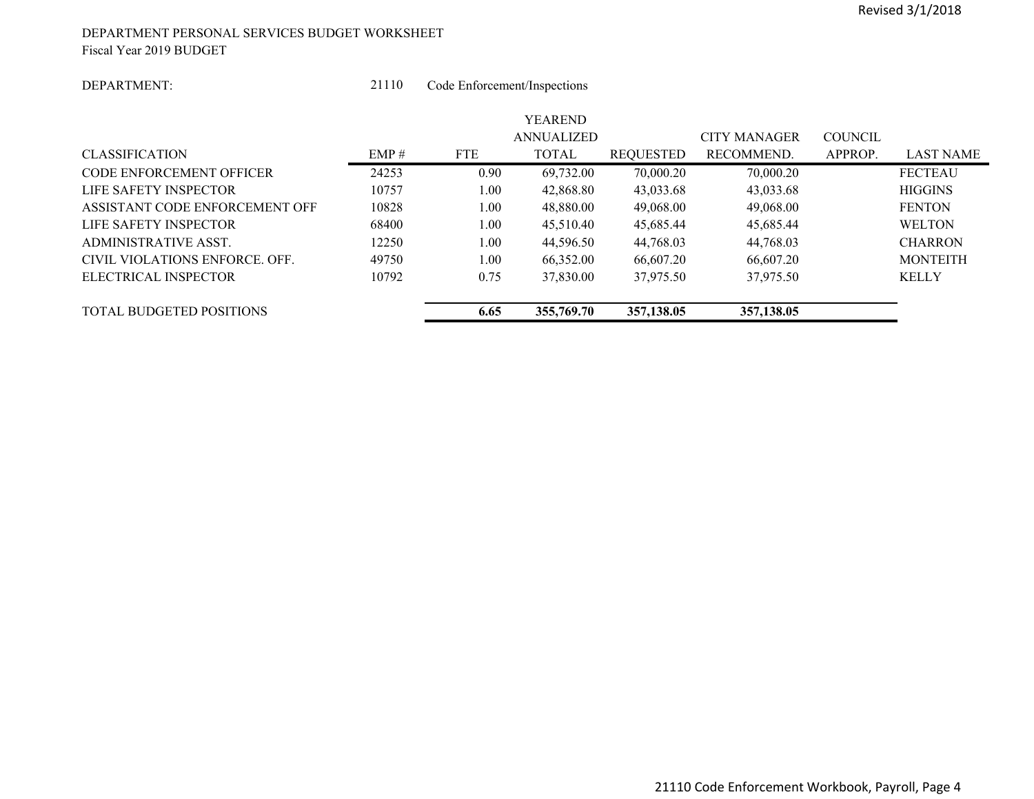Revised 3/1/2018

DEPARTMENT PERSONAL SERVICES BUDGET WORKSHEET
Fiscal Year 2019 BUDGET

DEPARTMENT: 21110 Code Enforcement/Inspections

| CLASSIFICATION | EMP # | FTE | YEAREND ANNUALIZED TOTAL | REQUESTED | CITY MANAGER RECOMMEND. | COUNCIL APPROP. | LAST NAME |
|---|---|---|---|---|---|---|---|
| CODE ENFORCEMENT OFFICER | 24253 | 0.90 | 69,732.00 | 70,000.20 | 70,000.20 | | FECTEAU |
| LIFE SAFETY INSPECTOR | 10757 | 1.00 | 42,868.80 | 43,033.68 | 43,033.68 | | HIGGINS |
| ASSISTANT CODE ENFORCEMENT OFF | 10828 | 1.00 | 48,880.00 | 49,068.00 | 49,068.00 | | FENTON |
| LIFE SAFETY INSPECTOR | 68400 | 1.00 | 45,510.40 | 45,685.44 | 45,685.44 | | WELTON |
| ADMINISTRATIVE ASST. | 12250 | 1.00 | 44,596.50 | 44,768.03 | 44,768.03 | | CHARRON |
| CIVIL VIOLATIONS ENFORCE. OFF. | 49750 | 1.00 | 66,352.00 | 66,607.20 | 66,607.20 | | MONTEITH |
| ELECTRICAL INSPECTOR | 10792 | 0.75 | 37,830.00 | 37,975.50 | 37,975.50 | | KELLY |
| TOTAL BUDGETED POSITIONS | | **6.65** | **355,769.70** | **357,138.05** | **357,138.05** | | |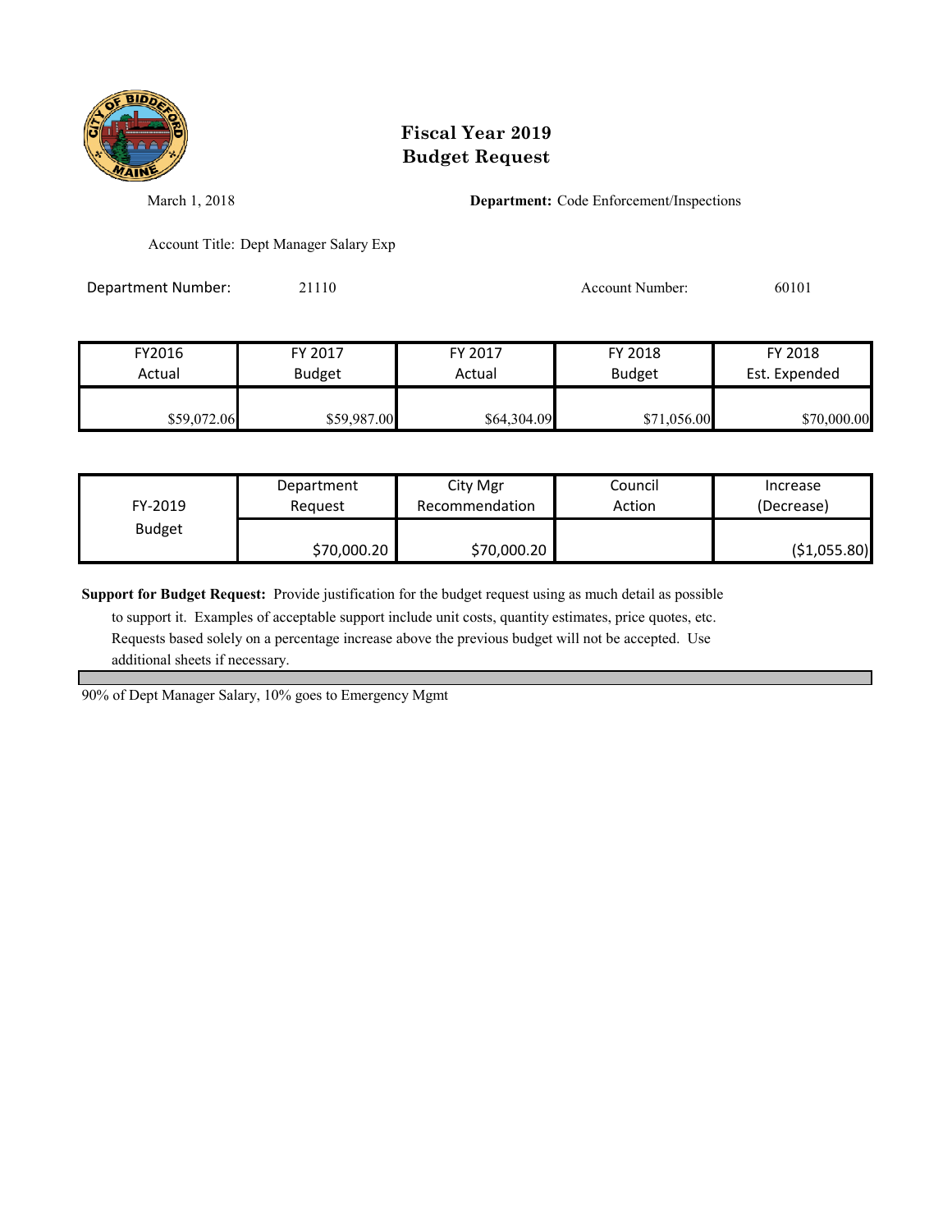# Fiscal Year 2019
# Budget Request

March 1, 2018

**Department:** Code Enforcement/Inspections

Account Title: Dept Manager Salary Exp

Department Number: 21110

Account Number: 60101

| FY2016 Actual | FY 2017 Budget | FY 2017 Actual | FY 2018 Budget | FY 2018 Est. Expended |
|---|---|---|---|---|
| $59,072.06 | $59,987.00 | $64,304.09 | $71,056.00 | $70,000.00 |

| FY-2019 Budget | Department Request | City Mgr Recommendation | Council Action | Increase (Decrease) |
|---|---|---|---|---|
| | $70,000.20 | $70,000.20 | | ($1,055.80) |

**Support for Budget Request:** Provide justification for the budget request using as much detail as possible to support it. Examples of acceptable support include unit costs, quantity estimates, price quotes, etc. Requests based solely on a percentage increase above the previous budget will not be accepted. Use additional sheets if necessary.

90% of Dept Manager Salary, 10% goes to Emergency Mgmt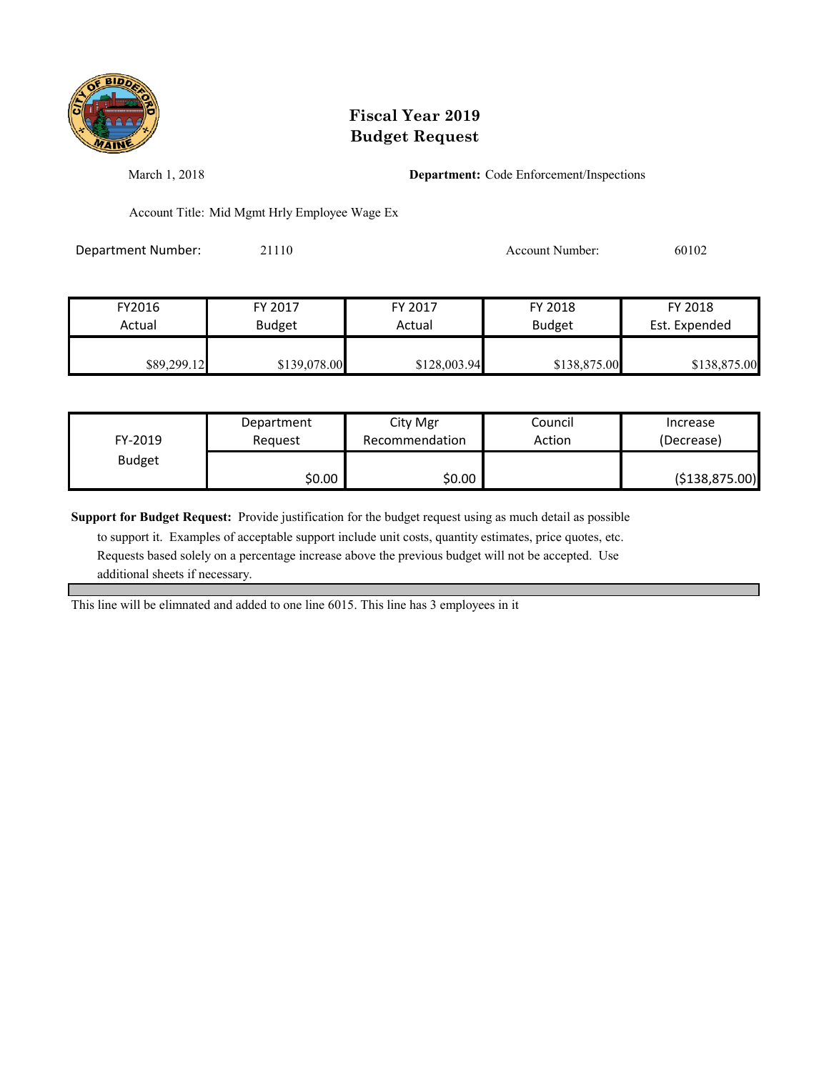# Fiscal Year 2019
# Budget Request

March 1, 2018

**Department:** Code Enforcement/Inspections

Account Title: Mid Mgmt Hrly Employee Wage Ex

Department Number: 21110

Account Number: 60102

| FY2016 Actual | FY 2017 Budget | FY 2017 Actual | FY 2018 Budget | FY 2018 Est. Expended |
|---|---|---|---|---|
| $89,299.12 | $139,078.00 | $128,003.94 | $138,875.00 | $138,875.00 |

| FY-2019 Budget | Department Request | City Mgr Recommendation | Council Action | Increase (Decrease) |
|---|---|---|---|---|
| | $0.00 | $0.00 | | ($138,875.00) |

**Support for Budget Request:** Provide justification for the budget request using as much detail as possible to support it. Examples of acceptable support include unit costs, quantity estimates, price quotes, etc. Requests based solely on a percentage increase above the previous budget will not be accepted. Use additional sheets if necessary.

This line will be elimnated and added to one line 6015. This line has 3 employees in it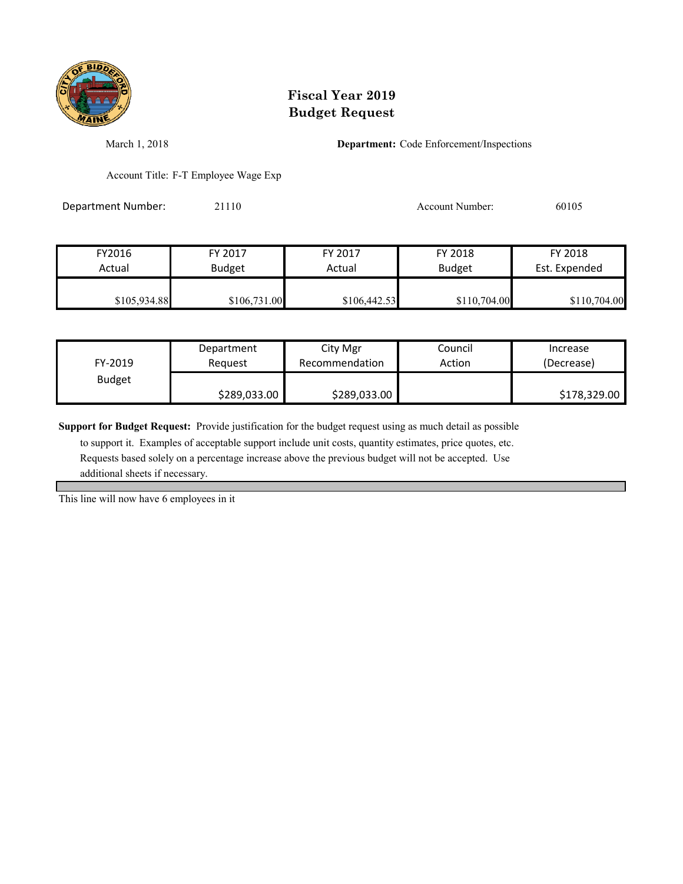# Fiscal Year 2019
# Budget Request

March 1, 2018

**Department:** Code Enforcement/Inspections

Account Title: F-T Employee Wage Exp

Department Number: 21110

Account Number: 60105

| FY2016 Actual | FY 2017 Budget | FY 2017 Actual | FY 2018 Budget | FY 2018 Est. Expended |
|---|---|---|---|---|
| $105,934.88 | $106,731.00 | $106,442.53 | $110,704.00 | $110,704.00 |

| FY-2019 Budget | Department Request | City Mgr Recommendation | Council Action | Increase (Decrease) |
|---|---|---|---|---|
| | $289,033.00 | $289,033.00 | | $178,329.00 |

**Support for Budget Request:** Provide justification for the budget request using as much detail as possible to support it. Examples of acceptable support include unit costs, quantity estimates, price quotes, etc. Requests based solely on a percentage increase above the previous budget will not be accepted. Use additional sheets if necessary.

This line will now have 6 employees in it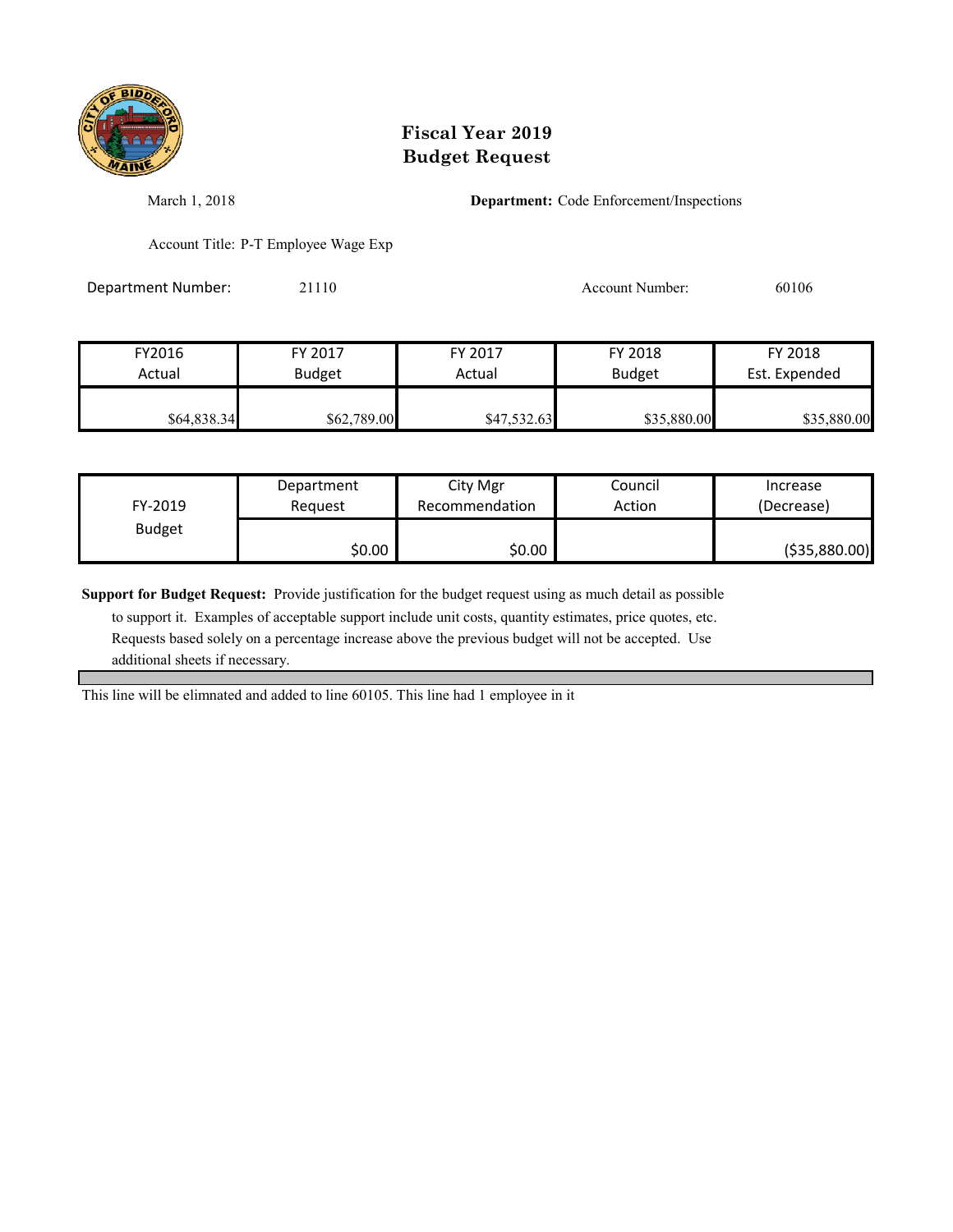# Fiscal Year 2019
# Budget Request

March 1, 2018

**Department:** Code Enforcement/Inspections

Account Title: P-T Employee Wage Exp

Department Number: 21110

Account Number: 60106

| FY2016 Actual | FY 2017 Budget | FY 2017 Actual | FY 2018 Budget | FY 2018 Est. Expended |
|---|---|---|---|---|
| $64,838.34 | $62,789.00 | $47,532.63 | $35,880.00 | $35,880.00 |

| FY-2019 Budget | Department Request | City Mgr Recommendation | Council Action | Increase (Decrease) |
|---|---|---|---|---|
| | $0.00 | $0.00 | | ($35,880.00) |

**Support for Budget Request:** Provide justification for the budget request using as much detail as possible to support it. Examples of acceptable support include unit costs, quantity estimates, price quotes, etc. Requests based solely on a percentage increase above the previous budget will not be accepted. Use additional sheets if necessary.

This line will be elimnated and added to line 60105. This line had 1 employee in it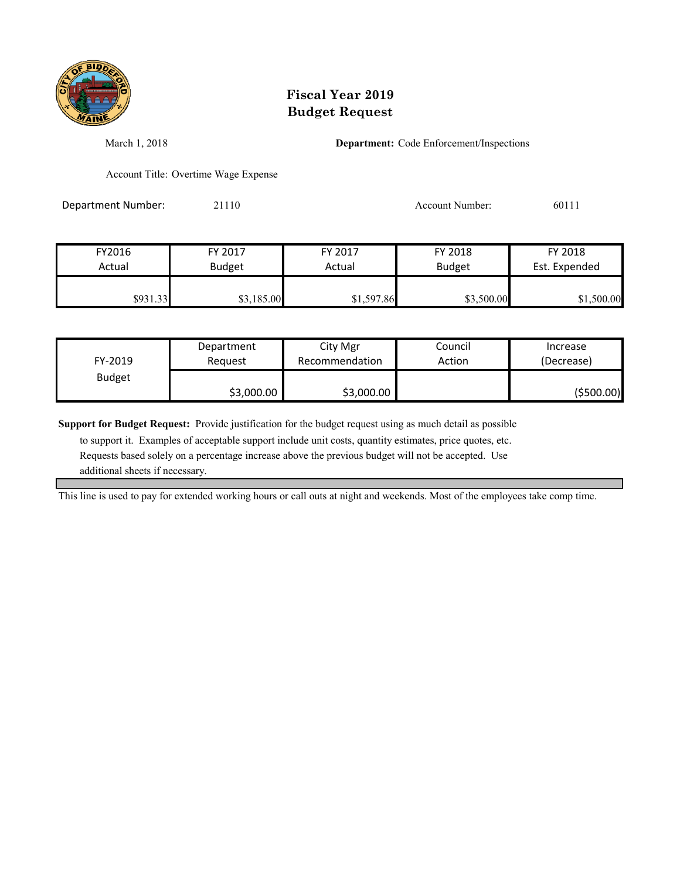# Fiscal Year 2019
# Budget Request

March 1, 2018

**Department:** Code Enforcement/Inspections

Account Title: Overtime Wage Expense

Department Number: 21110

Account Number: 60111

| FY2016 Actual | FY 2017 Budget | FY 2017 Actual | FY 2018 Budget | FY 2018 Est. Expended |
|---|---|---|---|---|
| $931.33 | $3,185.00 | $1,597.86 | $3,500.00 | $1,500.00 |

| FY-2019 Budget | Department Request | City Mgr Recommendation | Council Action | Increase (Decrease) |
|---|---|---|---|---|
| | $3,000.00 | $3,000.00 | | ($500.00) |

**Support for Budget Request:** Provide justification for the budget request using as much detail as possible to support it. Examples of acceptable support include unit costs, quantity estimates, price quotes, etc. Requests based solely on a percentage increase above the previous budget will not be accepted. Use additional sheets if necessary.

This line is used to pay for extended working hours or call outs at night and weekends. Most of the employees take comp time.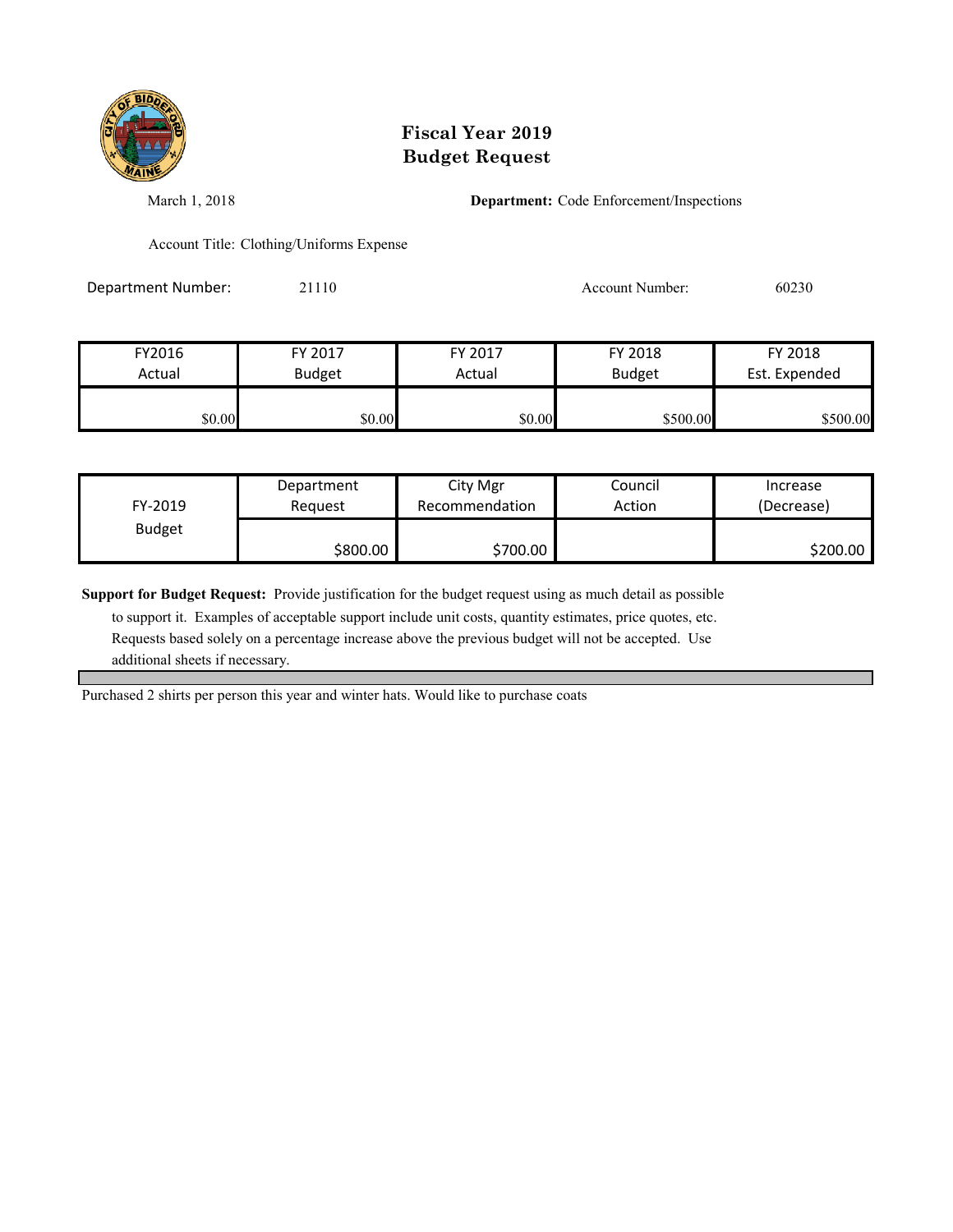# Fiscal Year 2019
# Budget Request

March 1, 2018

**Department:** Code Enforcement/Inspections

Account Title: Clothing/Uniforms Expense

Department Number: 21110

Account Number: 60230

| FY2016 Actual | FY 2017 Budget | FY 2017 Actual | FY 2018 Budget | FY 2018 Est. Expended |
|---|---|---|---|---|
| $0.00 | $0.00 | $0.00 | $500.00 | $500.00 |

| FY-2019 Budget | Department Request | City Mgr Recommendation | Council Action | Increase (Decrease) |
|---|---|---|---|---|
| | $800.00 | $700.00 | | $200.00 |

**Support for Budget Request:** Provide justification for the budget request using as much detail as possible to support it. Examples of acceptable support include unit costs, quantity estimates, price quotes, etc. Requests based solely on a percentage increase above the previous budget will not be accepted. Use additional sheets if necessary.

Purchased 2 shirts per person this year and winter hats. Would like to purchase coats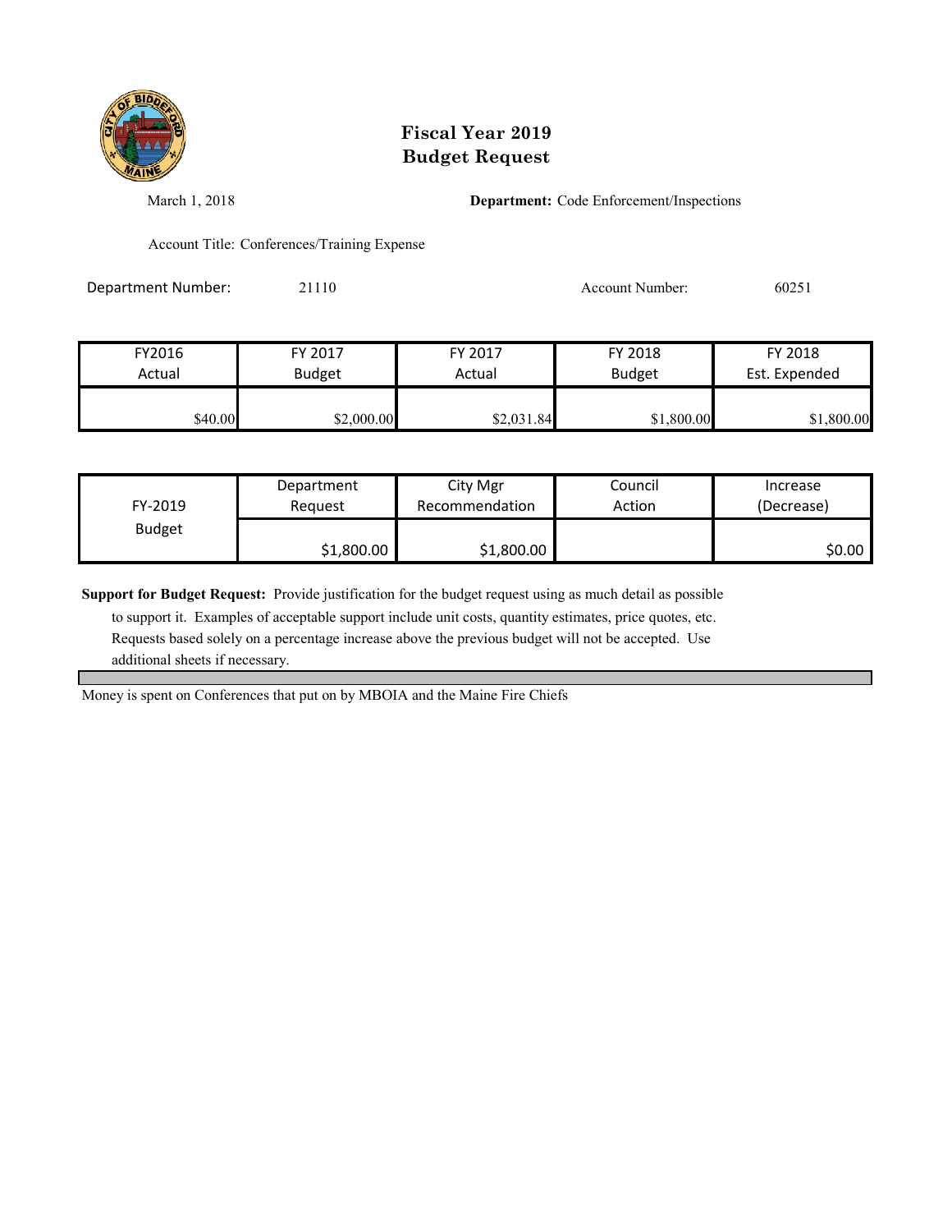# Fiscal Year 2019
# Budget Request

March 1, 2018

**Department:** Code Enforcement/Inspections

Account Title: Conferences/Training Expense

Department Number: 21110

Account Number: 60251

| FY2016 Actual | FY 2017 Budget | FY 2017 Actual | FY 2018 Budget | FY 2018 Est. Expended |
|---|---|---|---|---|
| $40.00 | $2,000.00 | $2,031.84 | $1,800.00 | $1,800.00 |

| FY-2019 Budget | Department Request | City Mgr Recommendation | Council Action | Increase (Decrease) |
|---|---|---|---|---|
| | $1,800.00 | $1,800.00 | | $0.00 |

**Support for Budget Request:** Provide justification for the budget request using as much detail as possible to support it. Examples of acceptable support include unit costs, quantity estimates, price quotes, etc. Requests based solely on a percentage increase above the previous budget will not be accepted. Use additional sheets if necessary.

Money is spent on Conferences that put on by MBOIA and the Maine Fire Chiefs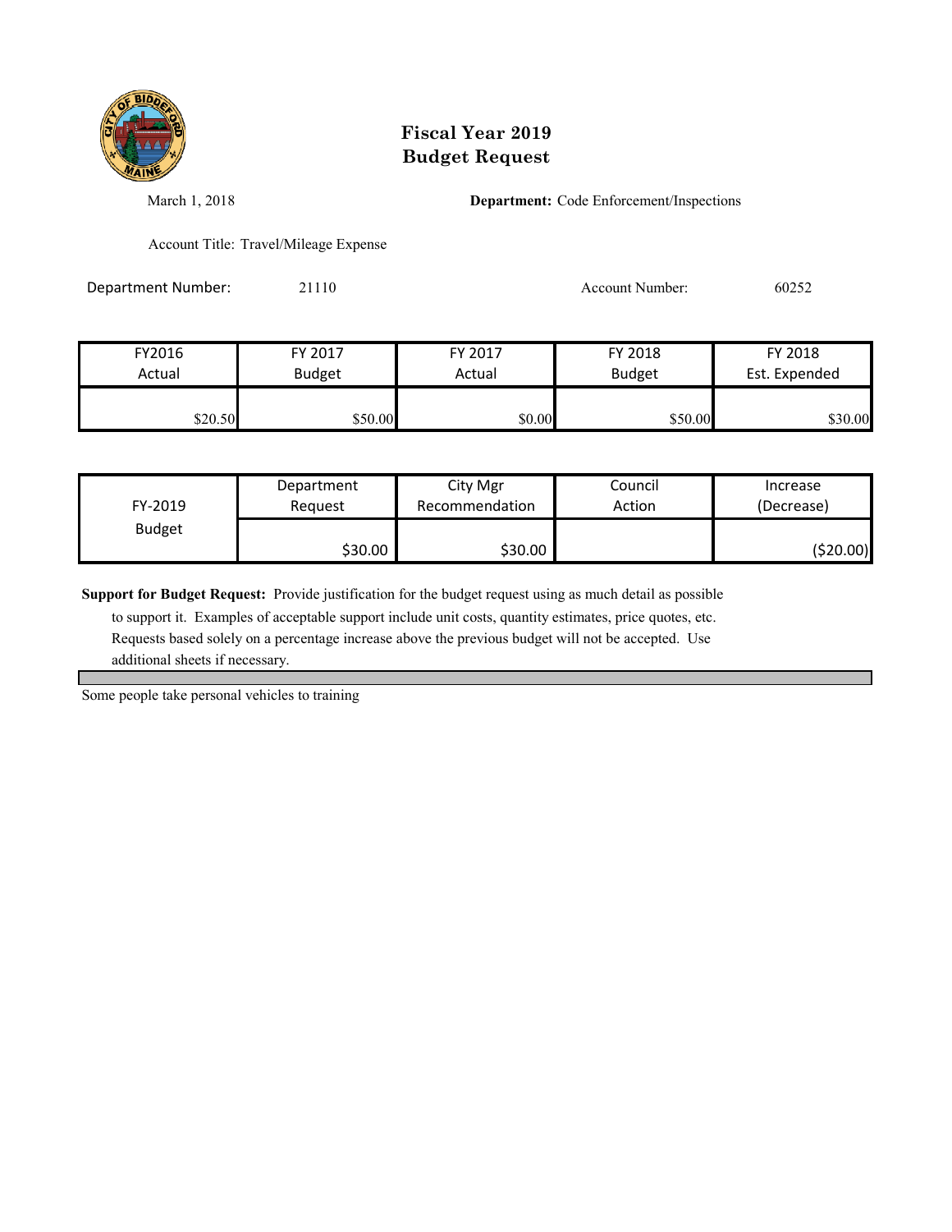# Fiscal Year 2019 Budget Request

March 1, 2018

**Department:** Code Enforcement/Inspections

Account Title: Travel/Mileage Expense

Department Number: 21110

Account Number: 60252

| FY2016 Actual | FY 2017 Budget | FY 2017 Actual | FY 2018 Budget | FY 2018 Est. Expended |
|---|---|---|---|---|
| $20.50 | $50.00 | $0.00 | $50.00 | $30.00 |

| FY-2019 Budget | Department Request | City Mgr Recommendation | Council Action | Increase (Decrease) |
|---|---|---|---|---|
| | $30.00 | $30.00 | | ($20.00) |

**Support for Budget Request:** Provide justification for the budget request using as much detail as possible to support it. Examples of acceptable support include unit costs, quantity estimates, price quotes, etc. Requests based solely on a percentage increase above the previous budget will not be accepted. Use additional sheets if necessary.

Some people take personal vehicles to training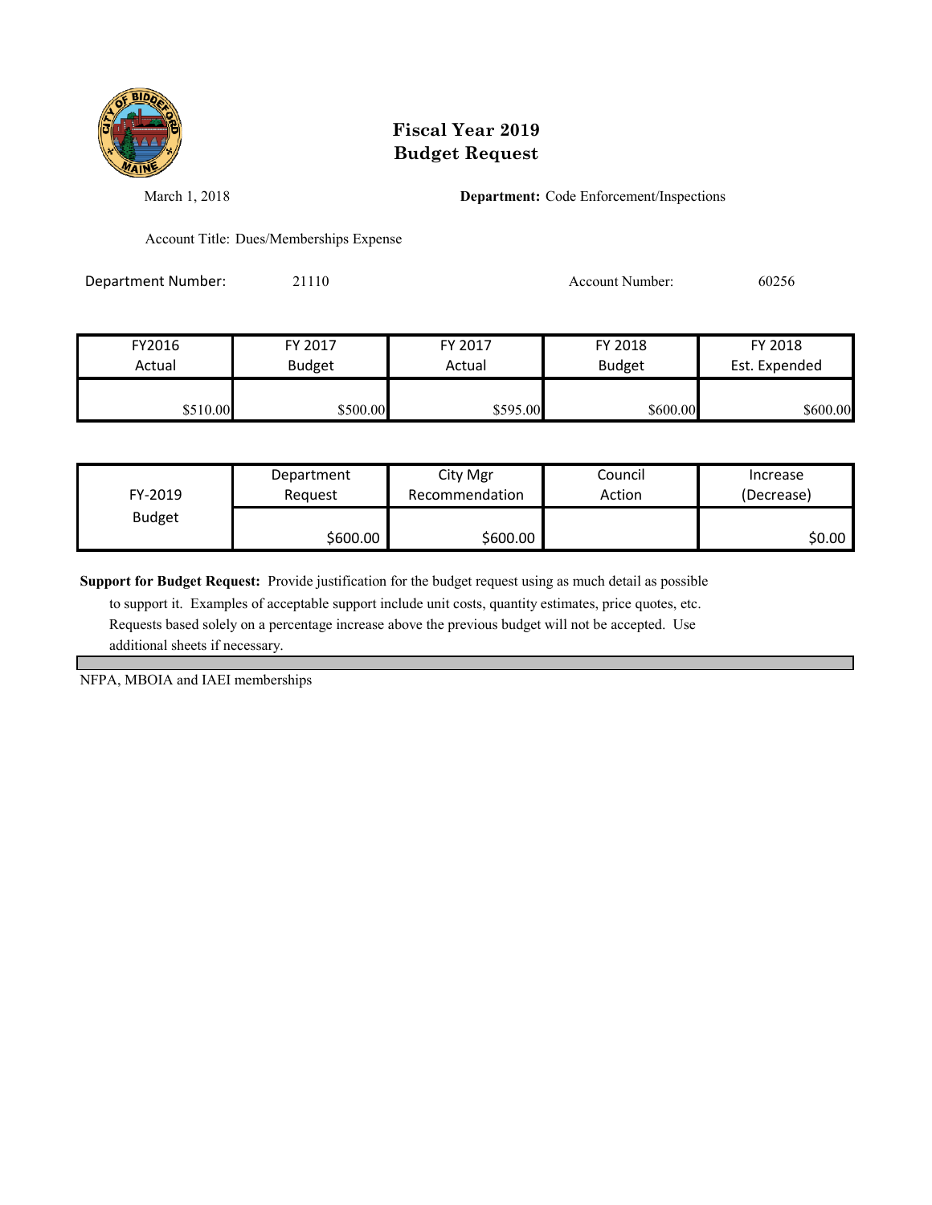# Fiscal Year 2019
# Budget Request

March 1, 2018

**Department:** Code Enforcement/Inspections

Account Title: Dues/Memberships Expense

Department Number: 21110

Account Number: 60256

| FY2016 Actual | FY 2017 Budget | FY 2017 Actual | FY 2018 Budget | FY 2018 Est. Expended |
|---|---|---|---|---|
| $510.00 | $500.00 | $595.00 | $600.00 | $600.00 |

| FY-2019 Budget | Department Request | City Mgr Recommendation | Council Action | Increase (Decrease) |
|---|---|---|---|---|
| | $600.00 | $600.00 | | $0.00 |

**Support for Budget Request:** Provide justification for the budget request using as much detail as possible to support it. Examples of acceptable support include unit costs, quantity estimates, price quotes, etc. Requests based solely on a percentage increase above the previous budget will not be accepted. Use additional sheets if necessary.

NFPA, MBOIA and IAEI memberships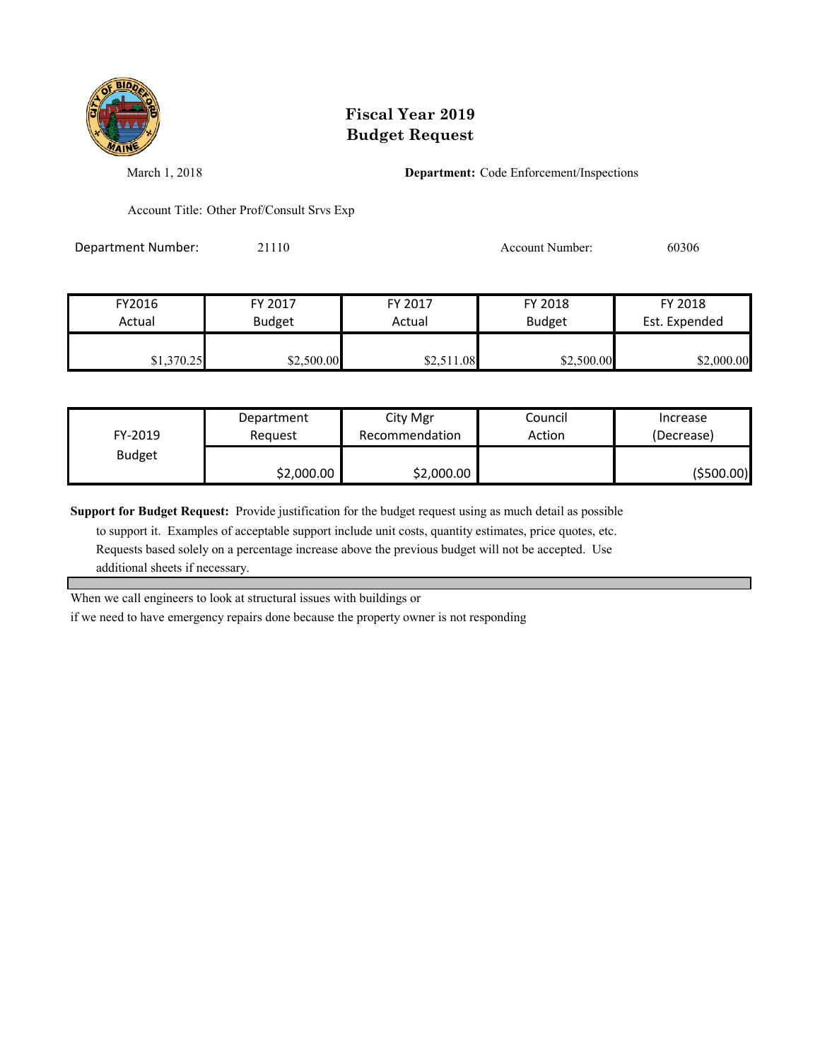# Fiscal Year 2019
# Budget Request

March 1, 2018

**Department:** Code Enforcement/Inspections

Account Title: Other Prof/Consult Srvs Exp

Department Number: 21110

Account Number: 60306

| FY2016 Actual | FY 2017 Budget | FY 2017 Actual | FY 2018 Budget | FY 2018 Est. Expended |
|---|---|---|---|---|
| $1,370.25 | $2,500.00 | $2,511.08 | $2,500.00 | $2,000.00 |

| FY-2019 Budget | Department Request | City Mgr Recommendation | Council Action | Increase (Decrease) |
|---|---|---|---|---|
| | $2,000.00 | $2,000.00 | | ($500.00) |

**Support for Budget Request:** Provide justification for the budget request using as much detail as possible to support it. Examples of acceptable support include unit costs, quantity estimates, price quotes, etc. Requests based solely on a percentage increase above the previous budget will not be accepted. Use additional sheets if necessary.

When we call engineers to look at structural issues with buildings or
if we need to have emergency repairs done because the property owner is not responding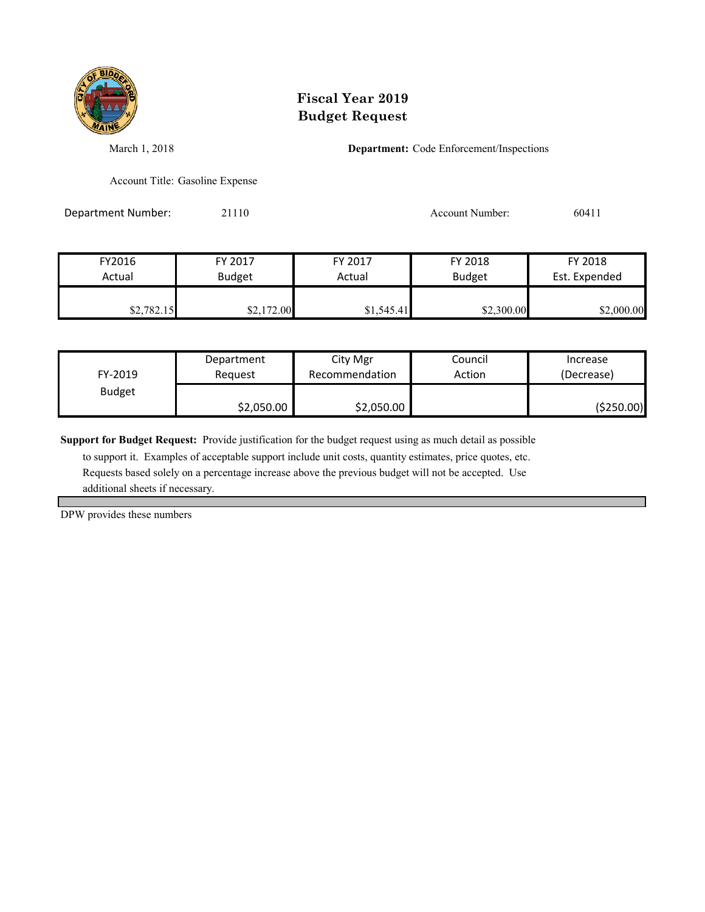# Fiscal Year 2019
# Budget Request

March 1, 2018

**Department:** Code Enforcement/Inspections

Account Title: Gasoline Expense

Department Number: 21110

Account Number: 60411

| FY2016 Actual | FY 2017 Budget | FY 2017 Actual | FY 2018 Budget | FY 2018 Est. Expended |
|---|---|---|---|---|
| $2,782.15 | $2,172.00 | $1,545.41 | $2,300.00 | $2,000.00 |

| FY-2019 Budget | Department Request | City Mgr Recommendation | Council Action | Increase (Decrease) |
|---|---|---|---|---|
| | $2,050.00 | $2,050.00 | | ($250.00) |

**Support for Budget Request:** Provide justification for the budget request using as much detail as possible to support it. Examples of acceptable support include unit costs, quantity estimates, price quotes, etc. Requests based solely on a percentage increase above the previous budget will not be accepted. Use additional sheets if necessary.

DPW provides these numbers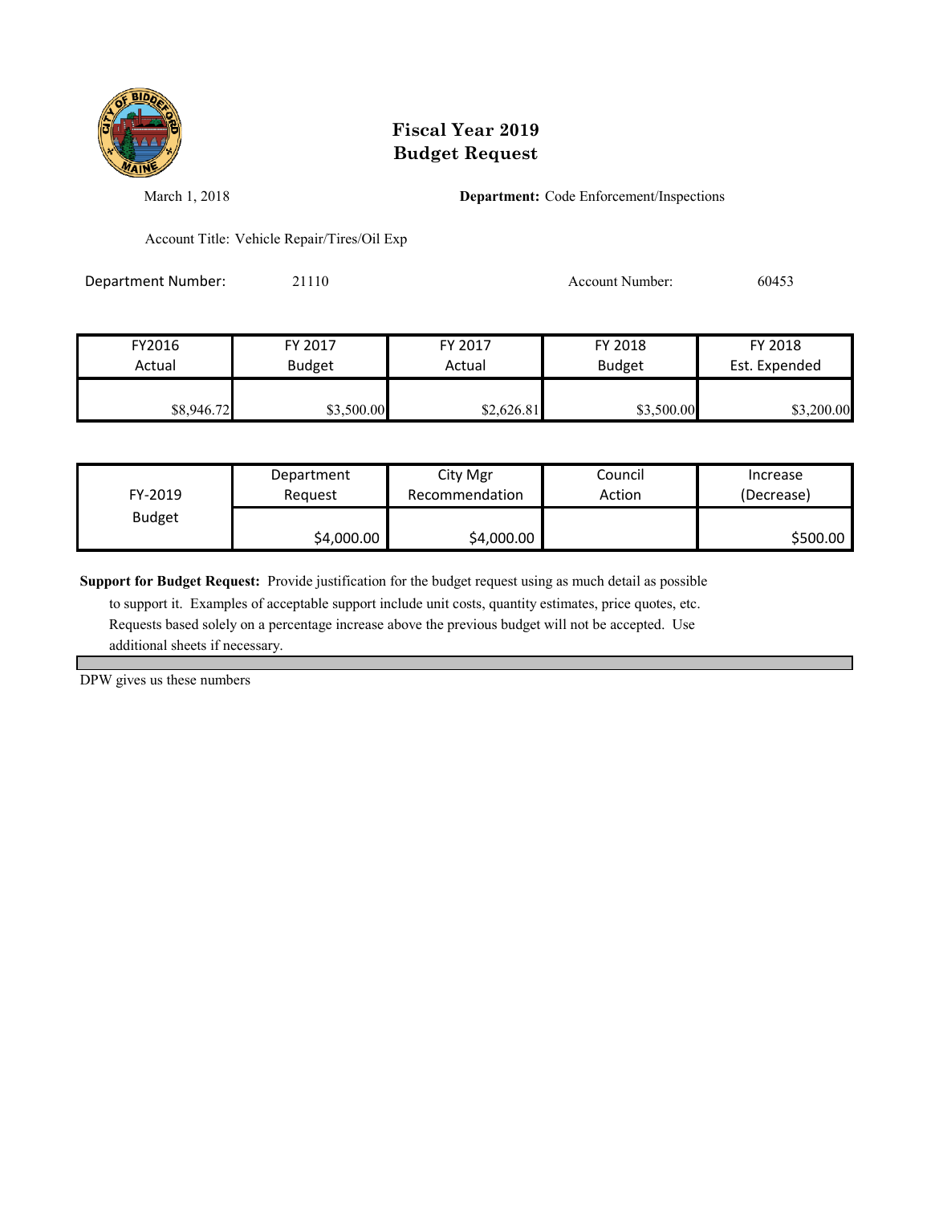# Fiscal Year 2019
# Budget Request

March 1, 2018

**Department:** Code Enforcement/Inspections

Account Title: Vehicle Repair/Tires/Oil Exp

Department Number: 21110

Account Number: 60453

| FY2016 Actual | FY 2017 Budget | FY 2017 Actual | FY 2018 Budget | FY 2018 Est. Expended |
|---|---|---|---|---|
| $8,946.72 | $3,500.00 | $2,626.81 | $3,500.00 | $3,200.00 |

| FY-2019 Budget | Department Request | City Mgr Recommendation | Council Action | Increase (Decrease) |
|---|---|---|---|---|
| | $4,000.00 | $4,000.00 | | $500.00 |

**Support for Budget Request:** Provide justification for the budget request using as much detail as possible to support it. Examples of acceptable support include unit costs, quantity estimates, price quotes, etc. Requests based solely on a percentage increase above the previous budget will not be accepted. Use additional sheets if necessary.

DPW gives us these numbers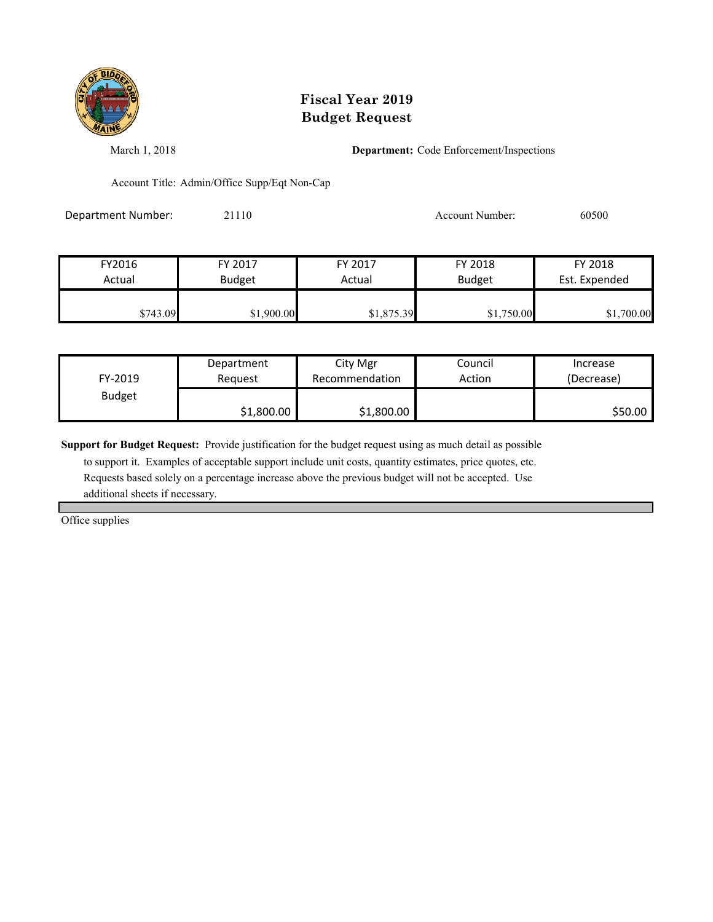# Fiscal Year 2019
# Budget Request

March 1, 2018

**Department:** Code Enforcement/Inspections

Account Title: Admin/Office Supp/Eqt Non-Cap

Department Number: 21110

Account Number: 60500

| FY2016 Actual | FY 2017 Budget | FY 2017 Actual | FY 2018 Budget | FY 2018 Est. Expended |
|---|---|---|---|---|
| $743.09 | $1,900.00 | $1,875.39 | $1,750.00 | $1,700.00 |

| FY-2019 Budget | Department Request | City Mgr Recommendation | Council Action | Increase (Decrease) |
|---|---|---|---|---|
| | $1,800.00 | $1,800.00 | | $50.00 |

**Support for Budget Request:** Provide justification for the budget request using as much detail as possible to support it. Examples of acceptable support include unit costs, quantity estimates, price quotes, etc. Requests based solely on a percentage increase above the previous budget will not be accepted. Use additional sheets if necessary.

Office supplies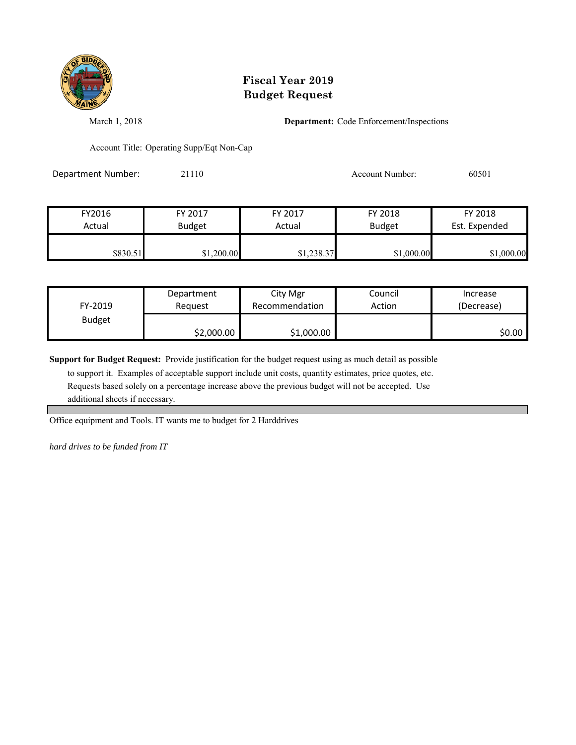# Fiscal Year 2019
# Budget Request

March 1, 2018

**Department:** Code Enforcement/Inspections

Account Title: Operating Supp/Eqt Non-Cap

Department Number: 21110

Account Number: 60501

| FY2016 Actual | FY 2017 Budget | FY 2017 Actual | FY 2018 Budget | FY 2018 Est. Expended |
|---|---|---|---|---|
| $830.51 | $1,200.00 | $1,238.37 | $1,000.00 | $1,000.00 |

| FY-2019 Budget | Department Request | City Mgr Recommendation | Council Action | Increase (Decrease) |
|---|---|---|---|---|
| | $2,000.00 | $1,000.00 | | $0.00 |

**Support for Budget Request:** Provide justification for the budget request using as much detail as possible to support it. Examples of acceptable support include unit costs, quantity estimates, price quotes, etc. Requests based solely on a percentage increase above the previous budget will not be accepted. Use additional sheets if necessary.

Office equipment and Tools. IT wants me to budget for 2 Harddrives

*hard drives to be funded from IT*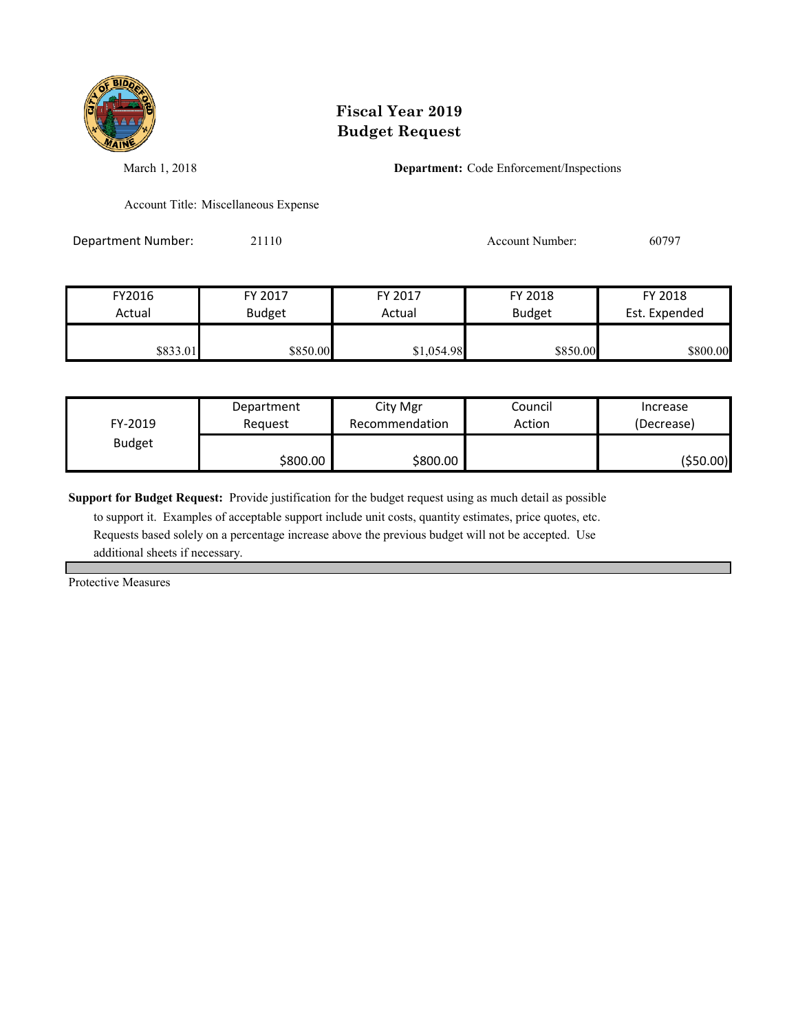# Fiscal Year 2019
# Budget Request

March 1, 2018

**Department:** Code Enforcement/Inspections

Account Title: Miscellaneous Expense

Department Number: 21110

Account Number: 60797

| FY2016 Actual | FY 2017 Budget | FY 2017 Actual | FY 2018 Budget | FY 2018 Est. Expended |
|---|---|---|---|---|
| $833.01 | $850.00 | $1,054.98 | $850.00 | $800.00 |

| FY-2019 Budget | Department Request | City Mgr Recommendation | Council Action | Increase (Decrease) |
|---|---|---|---|---|
| | $800.00 | $800.00 | | ($50.00) |

**Support for Budget Request:** Provide justification for the budget request using as much detail as possible to support it. Examples of acceptable support include unit costs, quantity estimates, price quotes, etc. Requests based solely on a percentage increase above the previous budget will not be accepted. Use additional sheets if necessary.

Protective Measures